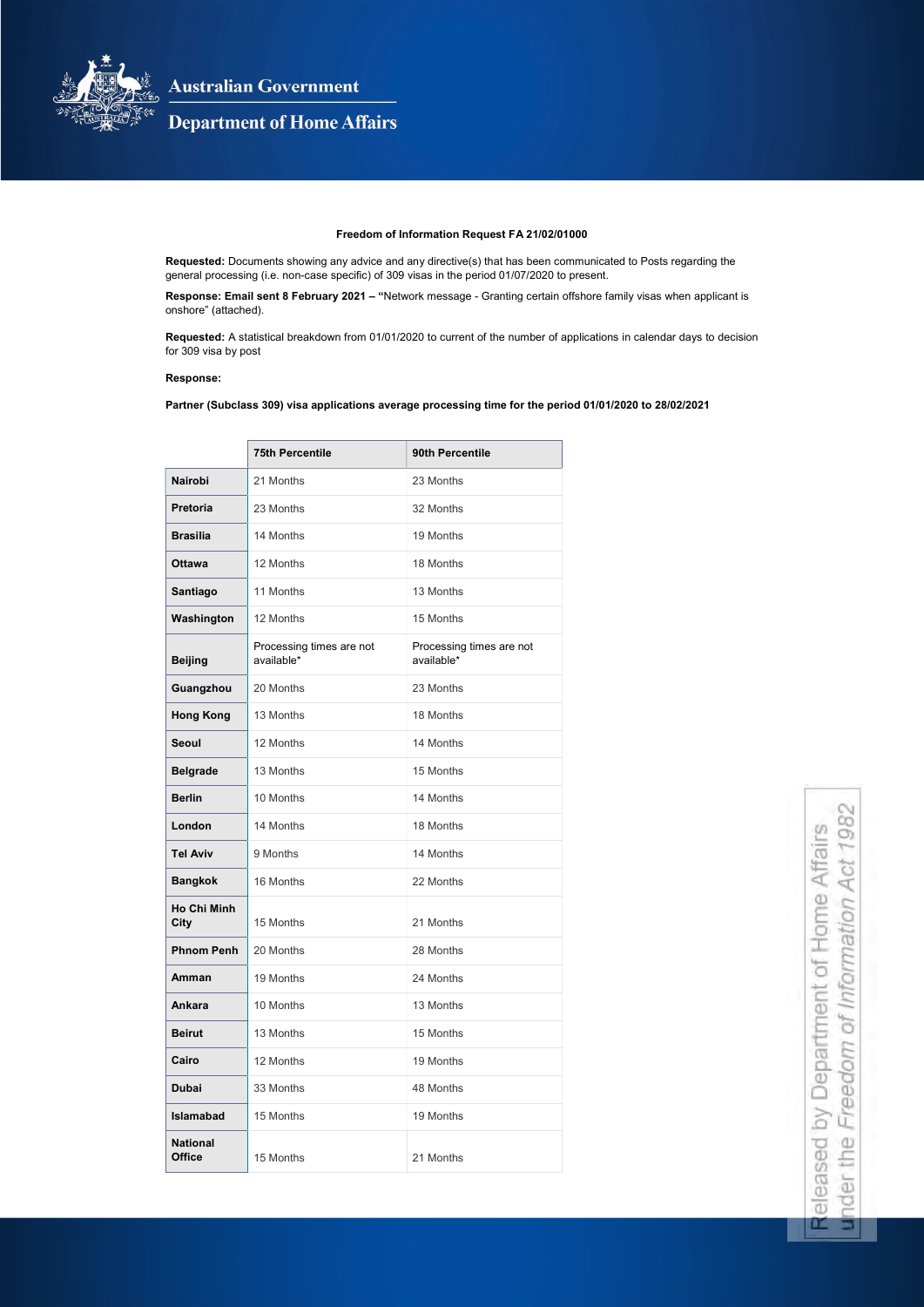Australian Government

Department of Home Affairs

**Freedom of Information Request FA 21/02/01000**

**Requested:** Documents showing any advice and any directive(s) that has been communicated to Posts regarding the general processing (i.e. non-case specific) of 309 visas in the period 01/07/2020 to present.

**Response: Email sent 8 February 2021 – "**Network message - Granting certain offshore family visas when applicant is onshore" (attached).

**Requested:** A statistical breakdown from 01/01/2020 to current of the number of applications in calendar days to decision for 309 visa by post

**Response:**

**Partner (Subclass 309) visa applications average processing time for the period 01/01/2020 to 28/02/2021**

| | **75th Percentile** | **90th Percentile** |
|---|---|---|
| **Nairobi** | 21 Months | 23 Months |
| **Pretoria** | 23 Months | 32 Months |
| **Brasilia** | 14 Months | 19 Months |
| **Ottawa** | 12 Months | 18 Months |
| **Santiago** | 11 Months | 13 Months |
| **Washington** | 12 Months | 15 Months |
| **Beijing** | Processing times are not available* | Processing times are not available* |
| **Guangzhou** | 20 Months | 23 Months |
| **Hong Kong** | 13 Months | 18 Months |
| **Seoul** | 12 Months | 14 Months |
| **Belgrade** | 13 Months | 15 Months |
| **Berlin** | 10 Months | 14 Months |
| **London** | 14 Months | 18 Months |
| **Tel Aviv** | 9 Months | 14 Months |
| **Bangkok** | 16 Months | 22 Months |
| **Ho Chi Minh City** | 15 Months | 21 Months |
| **Phnom Penh** | 20 Months | 28 Months |
| **Amman** | 19 Months | 24 Months |
| **Ankara** | 10 Months | 13 Months |
| **Beirut** | 13 Months | 15 Months |
| **Cairo** | 12 Months | 19 Months |
| **Dubai** | 33 Months | 48 Months |
| **Islamabad** | 15 Months | 19 Months |
| **National Office** | 15 Months | 21 Months |

Released by Department of Home Affairs under the *Freedom of Information Act 1982*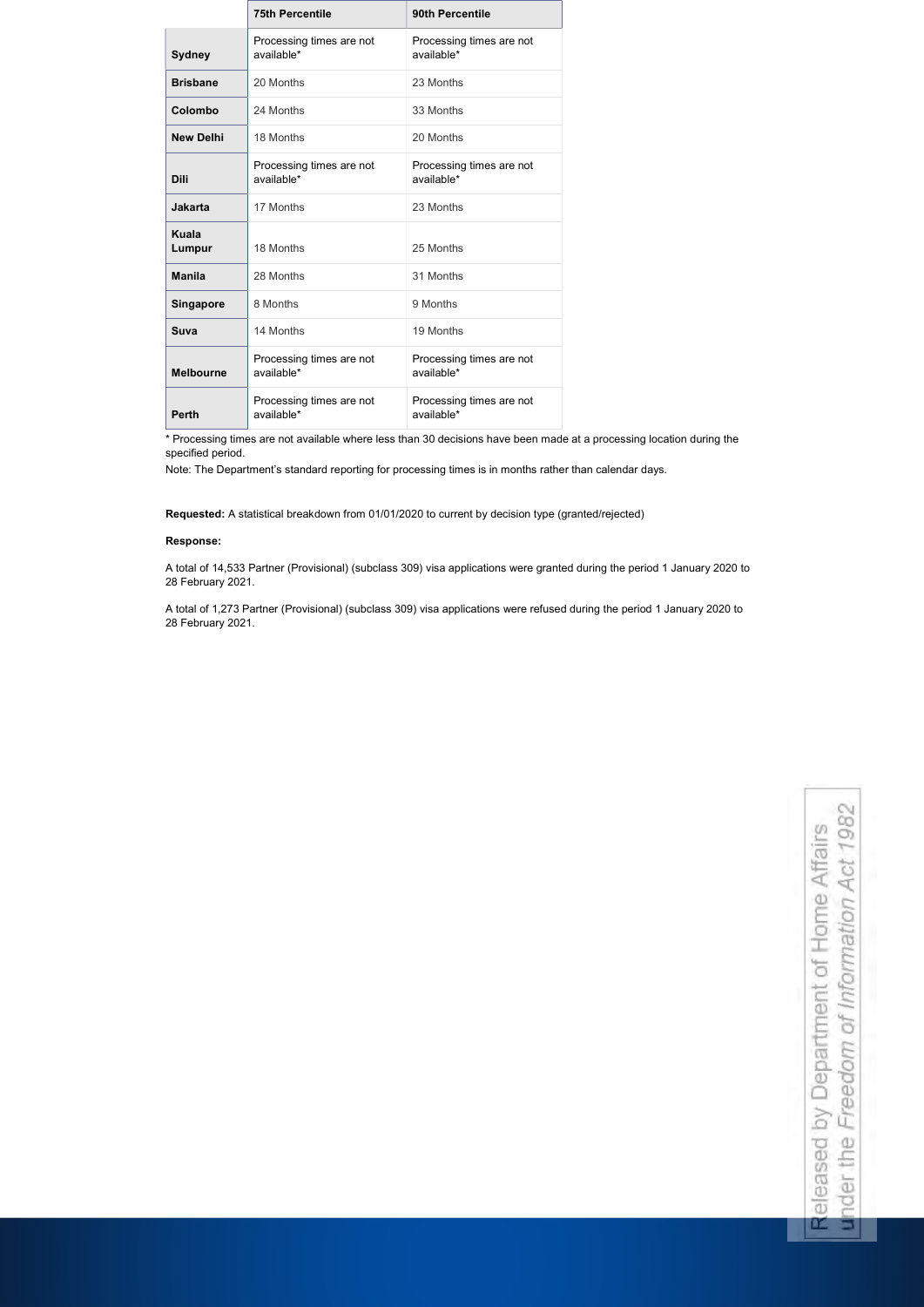| | 75th Percentile | 90th Percentile |
|---|---|---|
| **Sydney** | Processing times are not available* | Processing times are not available* |
| **Brisbane** | 20 Months | 23 Months |
| **Colombo** | 24 Months | 33 Months |
| **New Delhi** | 18 Months | 20 Months |
| **Dili** | Processing times are not available* | Processing times are not available* |
| **Jakarta** | 17 Months | 23 Months |
| **Kuala Lumpur** | 18 Months | 25 Months |
| **Manila** | 28 Months | 31 Months |
| **Singapore** | 8 Months | 9 Months |
| **Suva** | 14 Months | 19 Months |
| **Melbourne** | Processing times are not available* | Processing times are not available* |
| **Perth** | Processing times are not available* | Processing times are not available* |

* Processing times are not available where less than 30 decisions have been made at a processing location during the specified period.

Note: The Department's standard reporting for processing times is in months rather than calendar days.

**Requested:** A statistical breakdown from 01/01/2020 to current by decision type (granted/rejected)

**Response:**

A total of 14,533 Partner (Provisional) (subclass 309) visa applications were granted during the period 1 January 2020 to 28 February 2021.

A total of 1,273 Partner (Provisional) (subclass 309) visa applications were refused during the period 1 January 2020 to 28 February 2021.

Released by Department of Home Affairs under the *Freedom of Information Act 1982*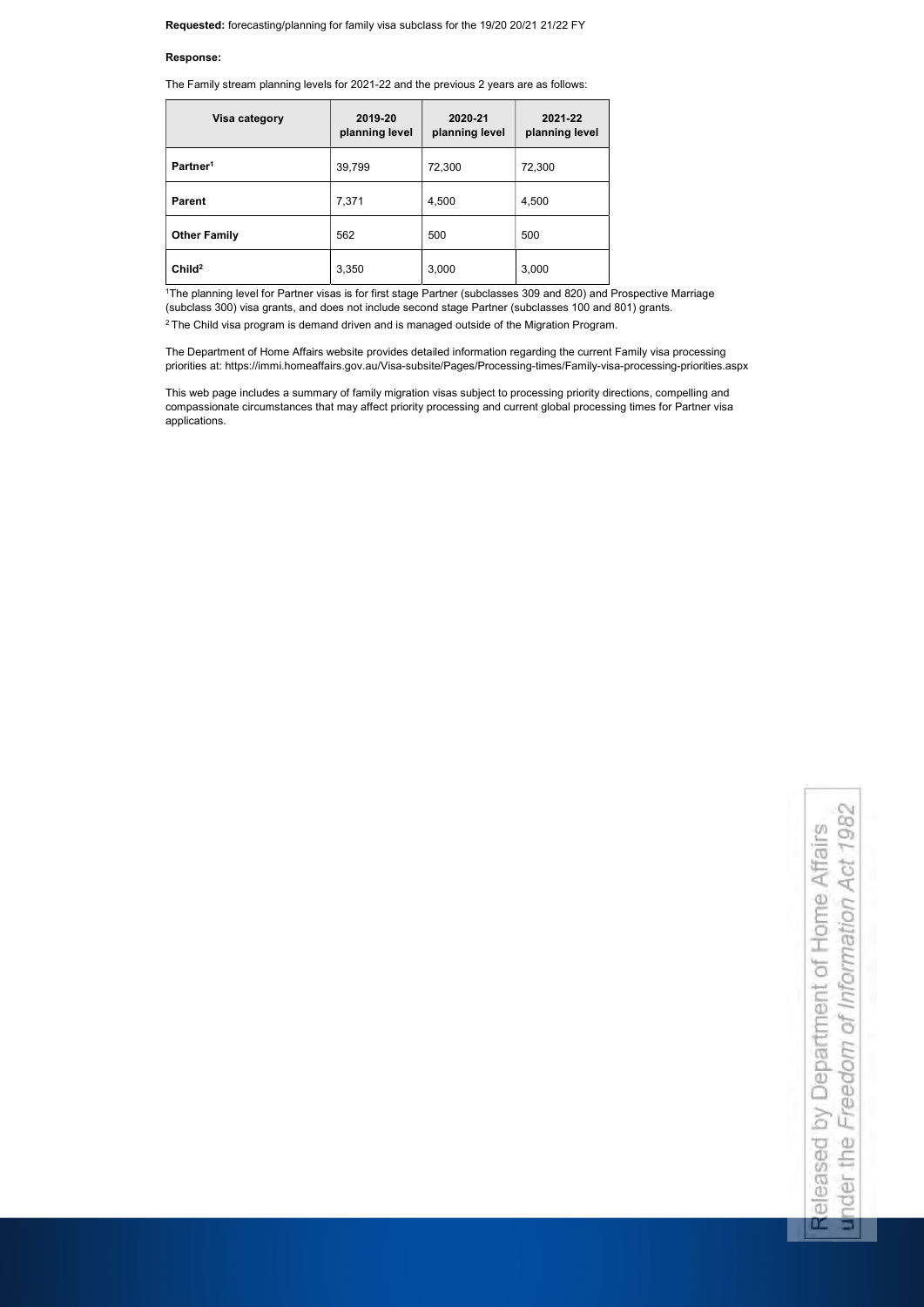**Requested:** forecasting/planning for family visa subclass for the 19/20 20/21 21/22 FY

**Response:**

The Family stream planning levels for 2021-22 and the previous 2 years are as follows:

| Visa category | 2019-20 planning level | 2020-21 planning level | 2021-22 planning level |
| --- | --- | --- | --- |
| **Partner**[1] | 39,799 | 72,300 | 72,300 |
| **Parent** | 7,371 | 4,500 | 4,500 |
| **Other Family** | 562 | 500 | 500 |
| **Child**[2] | 3,350 | 3,000 | 3,000 |

[1]The planning level for Partner visas is for first stage Partner (subclasses 309 and 820) and Prospective Marriage (subclass 300) visa grants, and does not include second stage Partner (subclasses 100 and 801) grants.

[2] The Child visa program is demand driven and is managed outside of the Migration Program.

The Department of Home Affairs website provides detailed information regarding the current Family visa processing priorities at: https://immi.homeaffairs.gov.au/Visa-subsite/Pages/Processing-times/Family-visa-processing-priorities.aspx

This web page includes a summary of family migration visas subject to processing priority directions, compelling and compassionate circumstances that may affect priority processing and current global processing times for Partner visa applications.

Released by Department of Home Affairs under the *Freedom of Information Act 1982*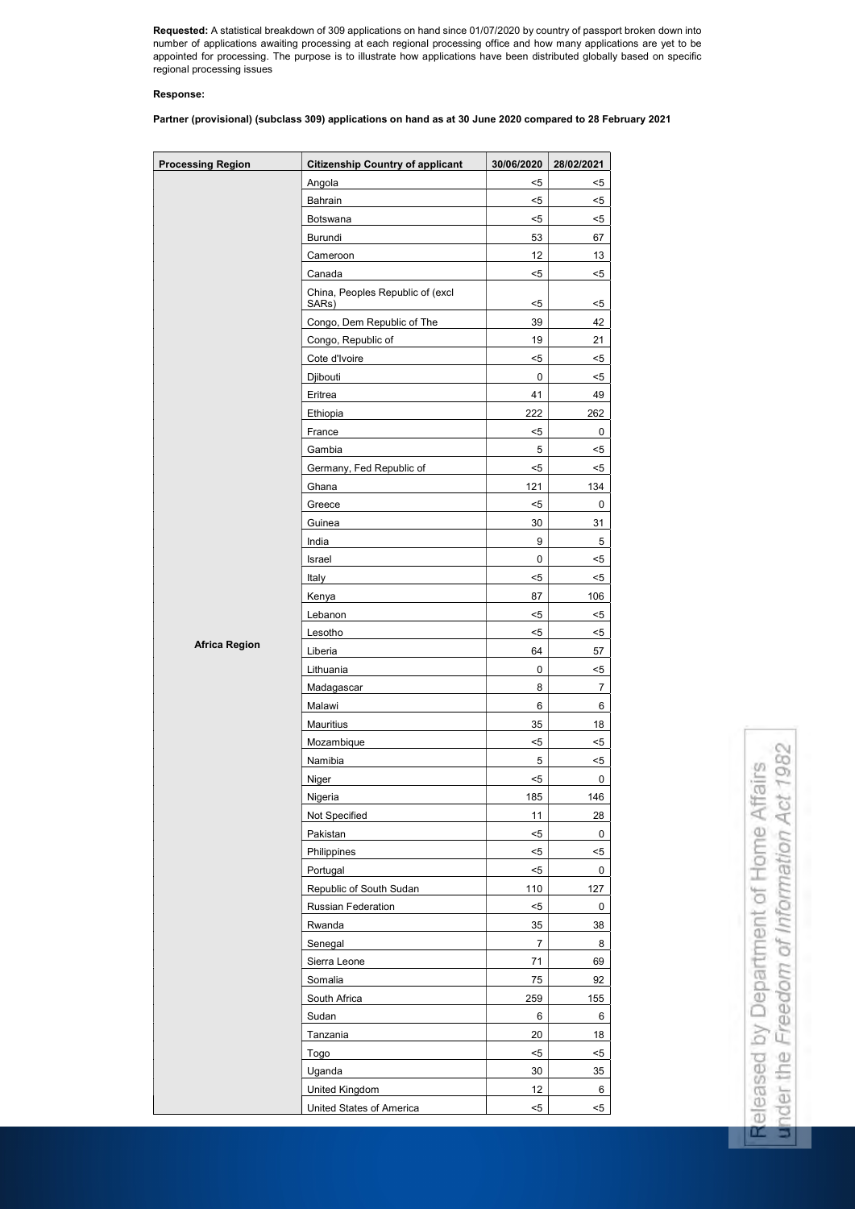**Requested:** A statistical breakdown of 309 applications on hand since 01/07/2020 by country of passport broken down into number of applications awaiting processing at each regional processing office and how many applications are yet to be appointed for processing. The purpose is to illustrate how applications have been distributed globally based on specific regional processing issues

**Response:**

**Partner (provisional) (subclass 309) applications on hand as at 30 June 2020 compared to 28 February 2021**

| Processing Region | Citizenship Country of applicant | 30/06/2020 | 28/02/2021 |
|---|---|---|---|
| Africa Region | Angola | <5 | <5 |
| | Bahrain | <5 | <5 |
| | Botswana | <5 | <5 |
| | Burundi | 53 | 67 |
| | Cameroon | 12 | 13 |
| | Canada | <5 | <5 |
| | China, Peoples Republic of (excl SARs) | <5 | <5 |
| | Congo, Dem Republic of The | 39 | 42 |
| | Congo, Republic of | 19 | 21 |
| | Cote d'Ivoire | <5 | <5 |
| | Djibouti | 0 | <5 |
| | Eritrea | 41 | 49 |
| | Ethiopia | 222 | 262 |
| | France | <5 | 0 |
| | Gambia | 5 | <5 |
| | Germany, Fed Republic of | <5 | <5 |
| | Ghana | 121 | 134 |
| | Greece | <5 | 0 |
| | Guinea | 30 | 31 |
| | India | 9 | 5 |
| | Israel | 0 | <5 |
| | Italy | <5 | <5 |
| | Kenya | 87 | 106 |
| | Lebanon | <5 | <5 |
| | Lesotho | <5 | <5 |
| | Liberia | 64 | 57 |
| | Lithuania | 0 | <5 |
| | Madagascar | 8 | 7 |
| | Malawi | 6 | 6 |
| | Mauritius | 35 | 18 |
| | Mozambique | <5 | <5 |
| | Namibia | 5 | <5 |
| | Niger | <5 | 0 |
| | Nigeria | 185 | 146 |
| | Not Specified | 11 | 28 |
| | Pakistan | <5 | 0 |
| | Philippines | <5 | <5 |
| | Portugal | <5 | 0 |
| | Republic of South Sudan | 110 | 127 |
| | Russian Federation | <5 | 0 |
| | Rwanda | 35 | 38 |
| | Senegal | 7 | 8 |
| | Sierra Leone | 71 | 69 |
| | Somalia | 75 | 92 |
| | South Africa | 259 | 155 |
| | Sudan | 6 | 6 |
| | Tanzania | 20 | 18 |
| | Togo | <5 | <5 |
| | Uganda | 30 | 35 |
| | United Kingdom | 12 | 6 |
| | United States of America | <5 | <5 |

Released by Department of Home Affairs under the Freedom of Information Act 1982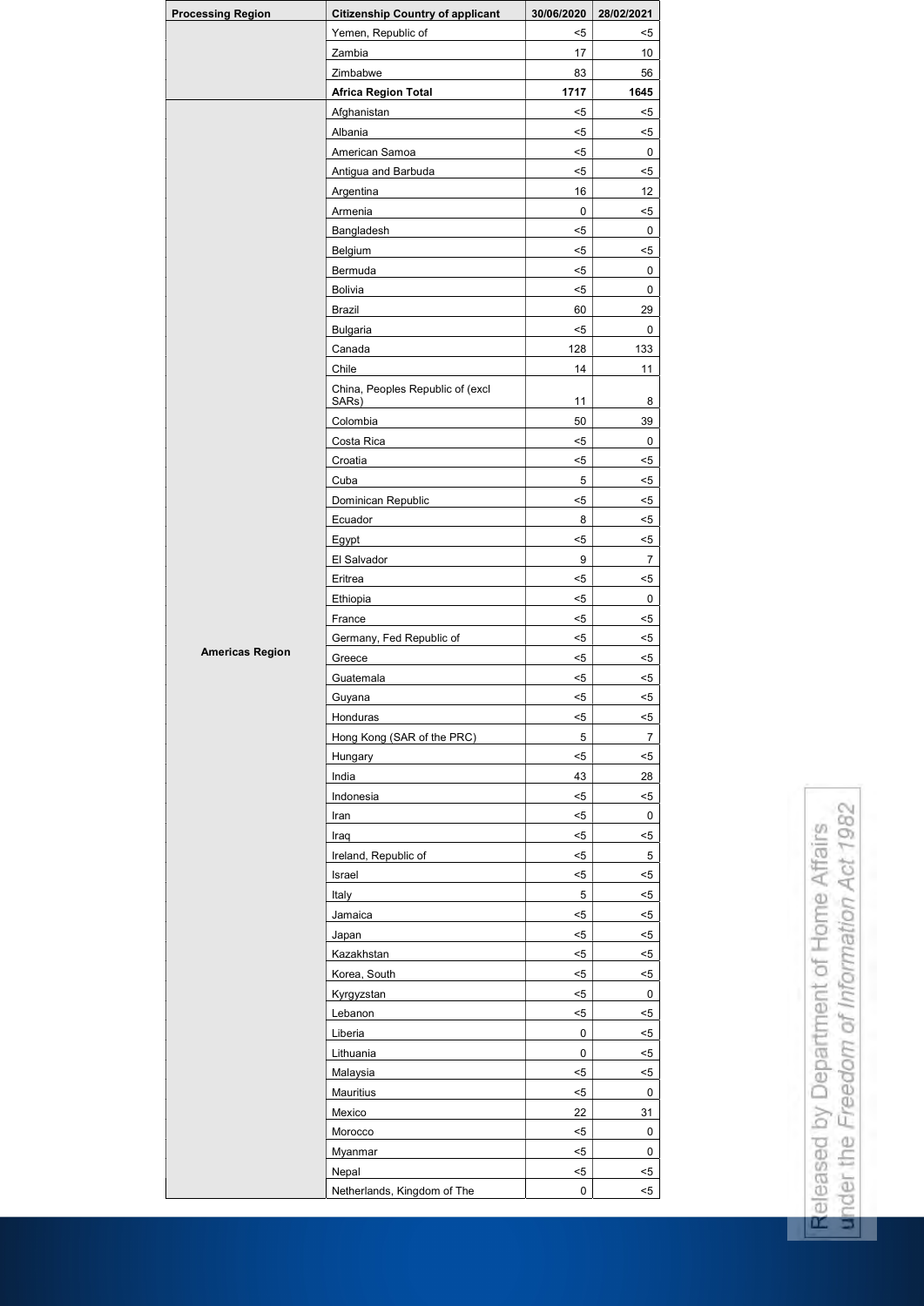| Processing Region | Citizenship Country of applicant | 30/06/2020 | 28/02/2021 |
|---|---|---|---|
| | Yemen, Republic of | <5 | <5 |
| | Zambia | 17 | 10 |
| | Zimbabwe | 83 | 56 |
| | **Africa Region Total** | **1717** | **1645** |
| **Americas Region** | Afghanistan | <5 | <5 |
| | Albania | <5 | <5 |
| | American Samoa | <5 | 0 |
| | Antigua and Barbuda | <5 | <5 |
| | Argentina | 16 | 12 |
| | Armenia | 0 | <5 |
| | Bangladesh | <5 | 0 |
| | Belgium | <5 | <5 |
| | Bermuda | <5 | 0 |
| | Bolivia | <5 | 0 |
| | Brazil | 60 | 29 |
| | Bulgaria | <5 | 0 |
| | Canada | 128 | 133 |
| | Chile | 14 | 11 |
| | China, Peoples Republic of (excl SARs) | 11 | 8 |
| | Colombia | 50 | 39 |
| | Costa Rica | <5 | 0 |
| | Croatia | <5 | <5 |
| | Cuba | 5 | <5 |
| | Dominican Republic | <5 | <5 |
| | Ecuador | 8 | <5 |
| | Egypt | <5 | <5 |
| | El Salvador | 9 | 7 |
| | Eritrea | <5 | <5 |
| | Ethiopia | <5 | 0 |
| | France | <5 | <5 |
| | Germany, Fed Republic of | <5 | <5 |
| | Greece | <5 | <5 |
| | Guatemala | <5 | <5 |
| | Guyana | <5 | <5 |
| | Honduras | <5 | <5 |
| | Hong Kong (SAR of the PRC) | 5 | 7 |
| | Hungary | <5 | <5 |
| | India | 43 | 28 |
| | Indonesia | <5 | <5 |
| | Iran | <5 | 0 |
| | Iraq | <5 | <5 |
| | Ireland, Republic of | <5 | 5 |
| | Israel | <5 | <5 |
| | Italy | 5 | <5 |
| | Jamaica | <5 | <5 |
| | Japan | <5 | <5 |
| | Kazakhstan | <5 | <5 |
| | Korea, South | <5 | <5 |
| | Kyrgyzstan | <5 | 0 |
| | Lebanon | <5 | <5 |
| | Liberia | 0 | <5 |
| | Lithuania | 0 | <5 |
| | Malaysia | <5 | <5 |
| | Mauritius | <5 | 0 |
| | Mexico | 22 | 31 |
| | Morocco | <5 | 0 |
| | Myanmar | <5 | 0 |
| | Nepal | <5 | <5 |
| | Netherlands, Kingdom of The | 0 | <5 |

Released by Department of Home Affairs under the *Freedom of Information Act 1982*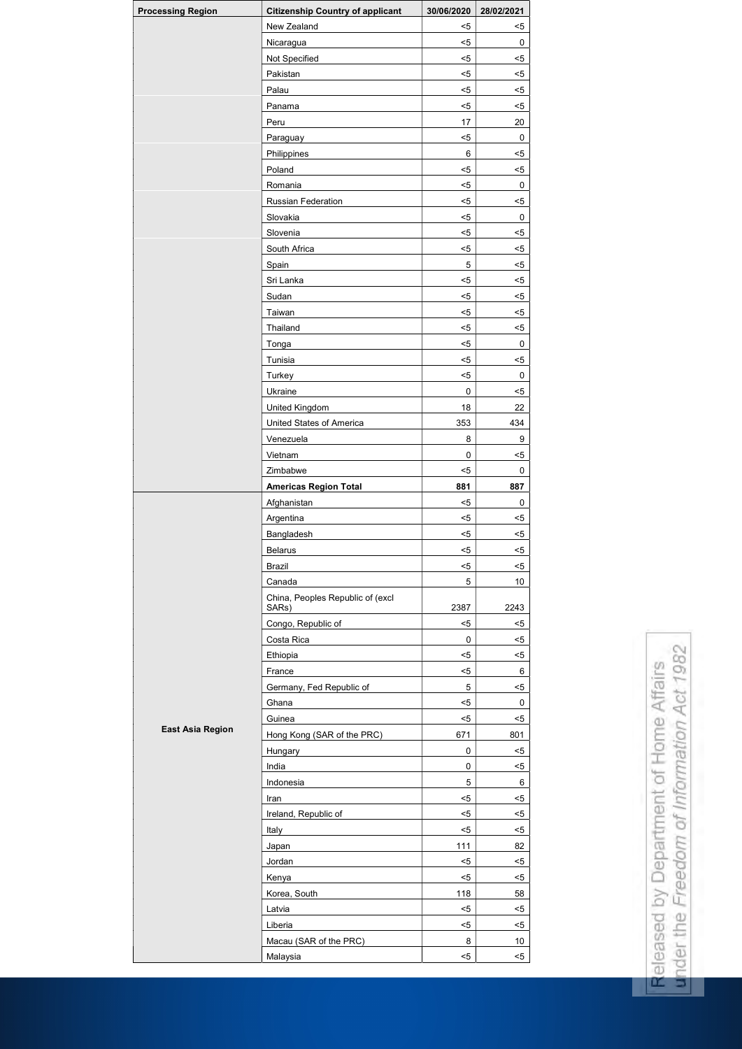| Processing Region | Citizenship Country of applicant | 30/06/2020 | 28/02/2021 |
|---|---|---|---|
| | New Zealand | <5 | <5 |
| | Nicaragua | <5 | 0 |
| | Not Specified | <5 | <5 |
| | Pakistan | <5 | <5 |
| | Palau | <5 | <5 |
| | Panama | <5 | <5 |
| | Peru | 17 | 20 |
| | Paraguay | <5 | 0 |
| | Philippines | 6 | <5 |
| | Poland | <5 | <5 |
| | Romania | <5 | 0 |
| | Russian Federation | <5 | <5 |
| | Slovakia | <5 | 0 |
| | Slovenia | <5 | <5 |
| | South Africa | <5 | <5 |
| | Spain | 5 | <5 |
| | Sri Lanka | <5 | <5 |
| | Sudan | <5 | <5 |
| | Taiwan | <5 | <5 |
| | Thailand | <5 | <5 |
| | Tonga | <5 | 0 |
| | Tunisia | <5 | <5 |
| | Turkey | <5 | 0 |
| | Ukraine | 0 | <5 |
| | United Kingdom | 18 | 22 |
| | United States of America | 353 | 434 |
| | Venezuela | 8 | 9 |
| | Vietnam | 0 | <5 |
| | Zimbabwe | <5 | 0 |
| | **Americas Region Total** | **881** | **887** |
| **East Asia Region** | Afghanistan | <5 | 0 |
| | Argentina | <5 | <5 |
| | Bangladesh | <5 | <5 |
| | Belarus | <5 | <5 |
| | Brazil | <5 | <5 |
| | Canada | 5 | 10 |
| | China, Peoples Republic of (excl SARs) | 2387 | 2243 |
| | Congo, Republic of | <5 | <5 |
| | Costa Rica | 0 | <5 |
| | Ethiopia | <5 | <5 |
| | France | <5 | 6 |
| | Germany, Fed Republic of | 5 | <5 |
| | Ghana | <5 | 0 |
| | Guinea | <5 | <5 |
| | Hong Kong (SAR of the PRC) | 671 | 801 |
| | Hungary | 0 | <5 |
| | India | 0 | <5 |
| | Indonesia | 5 | 6 |
| | Iran | <5 | <5 |
| | Ireland, Republic of | <5 | <5 |
| | Italy | <5 | <5 |
| | Japan | 111 | 82 |
| | Jordan | <5 | <5 |
| | Kenya | <5 | <5 |
| | Korea, South | 118 | 58 |
| | Latvia | <5 | <5 |
| | Liberia | <5 | <5 |
| | Macau (SAR of the PRC) | 8 | 10 |
| | Malaysia | <5 | <5 |

Released by Department of Home Affairs under the *Freedom of Information Act 1982*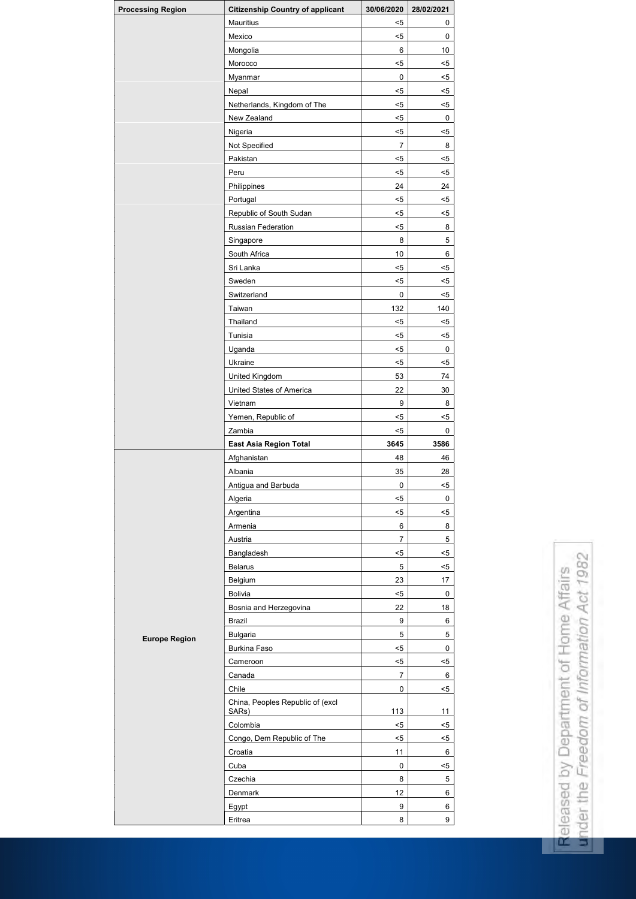| Processing Region | Citizenship Country of applicant | 30/06/2020 | 28/02/2021 |
| --- | --- | --- | --- |
| | Mauritius | <5 | 0 |
| | Mexico | <5 | 0 |
| | Mongolia | 6 | 10 |
| | Morocco | <5 | <5 |
| | Myanmar | 0 | <5 |
| | Nepal | <5 | <5 |
| | Netherlands, Kingdom of The | <5 | <5 |
| | New Zealand | <5 | 0 |
| | Nigeria | <5 | <5 |
| | Not Specified | 7 | 8 |
| | Pakistan | <5 | <5 |
| | Peru | <5 | <5 |
| | Philippines | 24 | 24 |
| | Portugal | <5 | <5 |
| | Republic of South Sudan | <5 | <5 |
| | Russian Federation | <5 | 8 |
| | Singapore | 8 | 5 |
| | South Africa | 10 | 6 |
| | Sri Lanka | <5 | <5 |
| | Sweden | <5 | <5 |
| | Switzerland | 0 | <5 |
| | Taiwan | 132 | 140 |
| | Thailand | <5 | <5 |
| | Tunisia | <5 | <5 |
| | Uganda | <5 | 0 |
| | Ukraine | <5 | <5 |
| | United Kingdom | 53 | 74 |
| | United States of America | 22 | 30 |
| | Vietnam | 9 | 8 |
| | Yemen, Republic of | <5 | <5 |
| | Zambia | <5 | 0 |
| | **East Asia Region Total** | **3645** | **3586** |
| **Europe Region** | Afghanistan | 48 | 46 |
| | Albania | 35 | 28 |
| | Antigua and Barbuda | 0 | <5 |
| | Algeria | <5 | 0 |
| | Argentina | <5 | <5 |
| | Armenia | 6 | 8 |
| | Austria | 7 | 5 |
| | Bangladesh | <5 | <5 |
| | Belarus | 5 | <5 |
| | Belgium | 23 | 17 |
| | Bolivia | <5 | 0 |
| | Bosnia and Herzegovina | 22 | 18 |
| | Brazil | 9 | 6 |
| | Bulgaria | 5 | 5 |
| | Burkina Faso | <5 | 0 |
| | Cameroon | <5 | <5 |
| | Canada | 7 | 6 |
| | Chile | 0 | <5 |
| | China, Peoples Republic of (excl SARs) | 113 | 11 |
| | Colombia | <5 | <5 |
| | Congo, Dem Republic of The | <5 | <5 |
| | Croatia | 11 | 6 |
| | Cuba | 0 | <5 |
| | Czechia | 8 | 5 |
| | Denmark | 12 | 6 |
| | Egypt | 9 | 6 |
| | Eritrea | 8 | 9 |

Released by Department of Home Affairs under the *Freedom of Information Act 1982*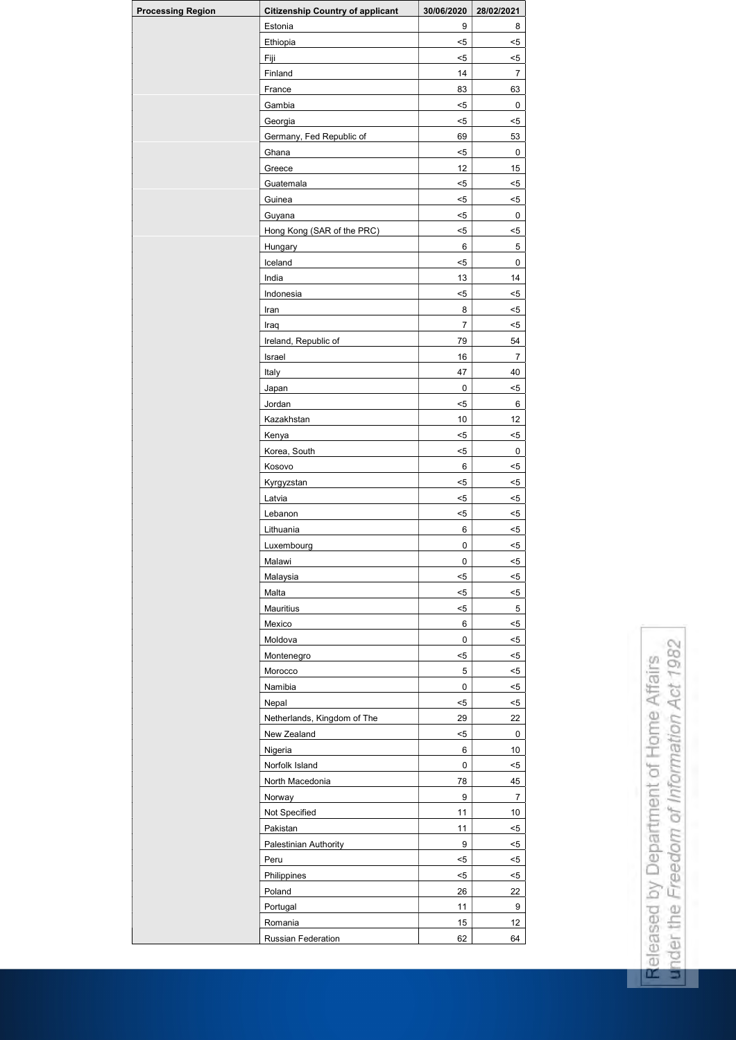| Processing Region | Citizenship Country of applicant | 30/06/2020 | 28/02/2021 |
|---|---|---|---|
| | Estonia | 9 | 8 |
| | Ethiopia | <5 | <5 |
| | Fiji | <5 | <5 |
| | Finland | 14 | 7 |
| | France | 83 | 63 |
| | Gambia | <5 | 0 |
| | Georgia | <5 | <5 |
| | Germany, Fed Republic of | 69 | 53 |
| | Ghana | <5 | 0 |
| | Greece | 12 | 15 |
| | Guatemala | <5 | <5 |
| | Guinea | <5 | <5 |
| | Guyana | <5 | 0 |
| | Hong Kong (SAR of the PRC) | <5 | <5 |
| | Hungary | 6 | 5 |
| | Iceland | <5 | 0 |
| | India | 13 | 14 |
| | Indonesia | <5 | <5 |
| | Iran | 8 | <5 |
| | Iraq | 7 | <5 |
| | Ireland, Republic of | 79 | 54 |
| | Israel | 16 | 7 |
| | Italy | 47 | 40 |
| | Japan | 0 | <5 |
| | Jordan | <5 | 6 |
| | Kazakhstan | 10 | 12 |
| | Kenya | <5 | <5 |
| | Korea, South | <5 | 0 |
| | Kosovo | 6 | <5 |
| | Kyrgyzstan | <5 | <5 |
| | Latvia | <5 | <5 |
| | Lebanon | <5 | <5 |
| | Lithuania | 6 | <5 |
| | Luxembourg | 0 | <5 |
| | Malawi | 0 | <5 |
| | Malaysia | <5 | <5 |
| | Malta | <5 | <5 |
| | Mauritius | <5 | 5 |
| | Mexico | 6 | <5 |
| | Moldova | 0 | <5 |
| | Montenegro | <5 | <5 |
| | Morocco | 5 | <5 |
| | Namibia | 0 | <5 |
| | Nepal | <5 | <5 |
| | Netherlands, Kingdom of The | 29 | 22 |
| | New Zealand | <5 | 0 |
| | Nigeria | 6 | 10 |
| | Norfolk Island | 0 | <5 |
| | North Macedonia | 78 | 45 |
| | Norway | 9 | 7 |
| | Not Specified | 11 | 10 |
| | Pakistan | 11 | <5 |
| | Palestinian Authority | 9 | <5 |
| | Peru | <5 | <5 |
| | Philippines | <5 | <5 |
| | Poland | 26 | 22 |
| | Portugal | 11 | 9 |
| | Romania | 15 | 12 |
| | Russian Federation | 62 | 64 |

Released by Department of Home Affairs under the *Freedom of Information Act 1982*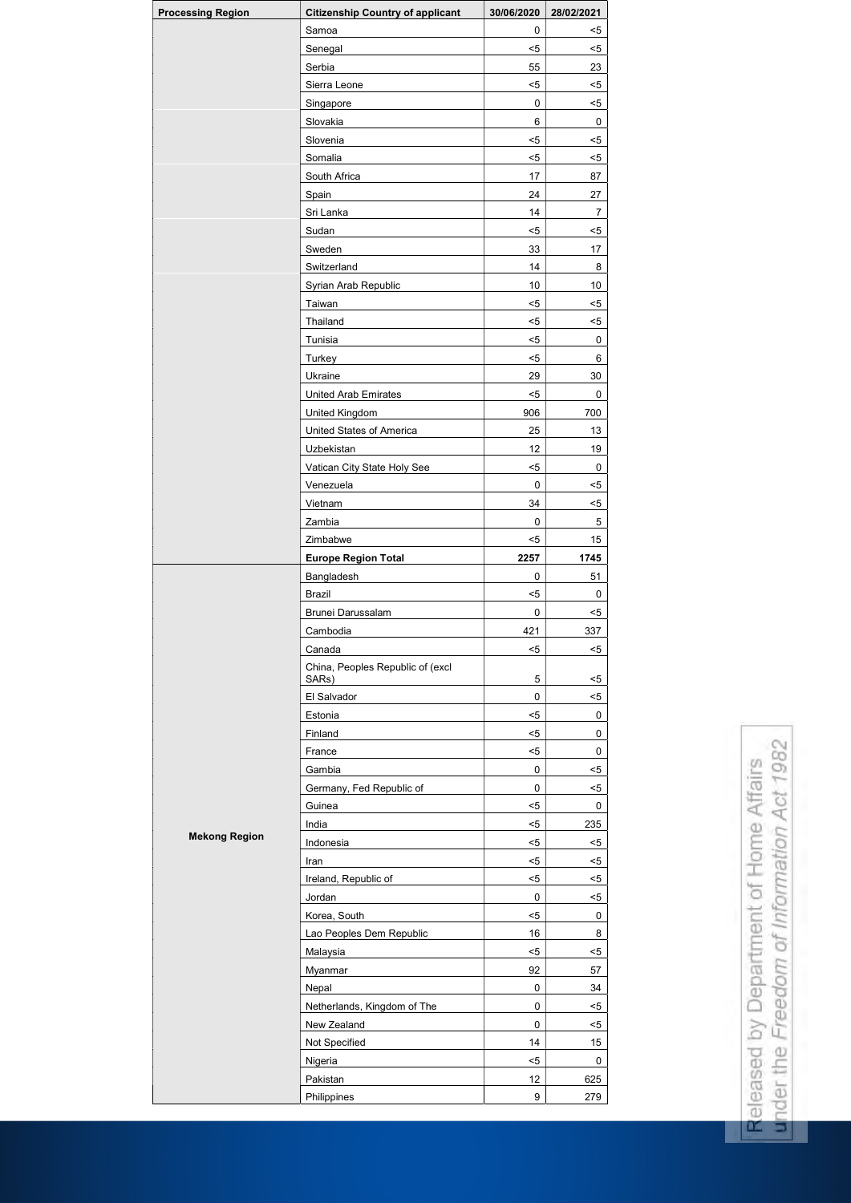| Processing Region | Citizenship Country of applicant | 30/06/2020 | 28/02/2021 |
| --- | --- | --- | --- |
| | Samoa | 0 | <5 |
| | Senegal | <5 | <5 |
| | Serbia | 55 | 23 |
| | Sierra Leone | <5 | <5 |
| | Singapore | 0 | <5 |
| | Slovakia | 6 | 0 |
| | Slovenia | <5 | <5 |
| | Somalia | <5 | <5 |
| | South Africa | 17 | 87 |
| | Spain | 24 | 27 |
| | Sri Lanka | 14 | 7 |
| | Sudan | <5 | <5 |
| | Sweden | 33 | 17 |
| | Switzerland | 14 | 8 |
| | Syrian Arab Republic | 10 | 10 |
| | Taiwan | <5 | <5 |
| | Thailand | <5 | <5 |
| | Tunisia | <5 | 0 |
| | Turkey | <5 | 6 |
| | Ukraine | 29 | 30 |
| | United Arab Emirates | <5 | 0 |
| | United Kingdom | 906 | 700 |
| | United States of America | 25 | 13 |
| | Uzbekistan | 12 | 19 |
| | Vatican City State Holy See | <5 | 0 |
| | Venezuela | 0 | <5 |
| | Vietnam | 34 | <5 |
| | Zambia | 0 | 5 |
| | Zimbabwe | <5 | 15 |
| | **Europe Region Total** | **2257** | **1745** |
| **Mekong Region** | Bangladesh | 0 | 51 |
| | Brazil | <5 | 0 |
| | Brunei Darussalam | 0 | <5 |
| | Cambodia | 421 | 337 |
| | Canada | <5 | <5 |
| | China, Peoples Republic of (excl SARs) | 5 | <5 |
| | El Salvador | 0 | <5 |
| | Estonia | <5 | 0 |
| | Finland | <5 | 0 |
| | France | <5 | 0 |
| | Gambia | 0 | <5 |
| | Germany, Fed Republic of | 0 | <5 |
| | Guinea | <5 | 0 |
| | India | <5 | 235 |
| | Indonesia | <5 | <5 |
| | Iran | <5 | <5 |
| | Ireland, Republic of | <5 | <5 |
| | Jordan | 0 | <5 |
| | Korea, South | <5 | 0 |
| | Lao Peoples Dem Republic | 16 | 8 |
| | Malaysia | <5 | <5 |
| | Myanmar | 92 | 57 |
| | Nepal | 0 | 34 |
| | Netherlands, Kingdom of The | 0 | <5 |
| | New Zealand | 0 | <5 |
| | Not Specified | 14 | 15 |
| | Nigeria | <5 | 0 |
| | Pakistan | 12 | 625 |
| | Philippines | 9 | 279 |

Released by Department of Home Affairs under the *Freedom of Information Act 1982*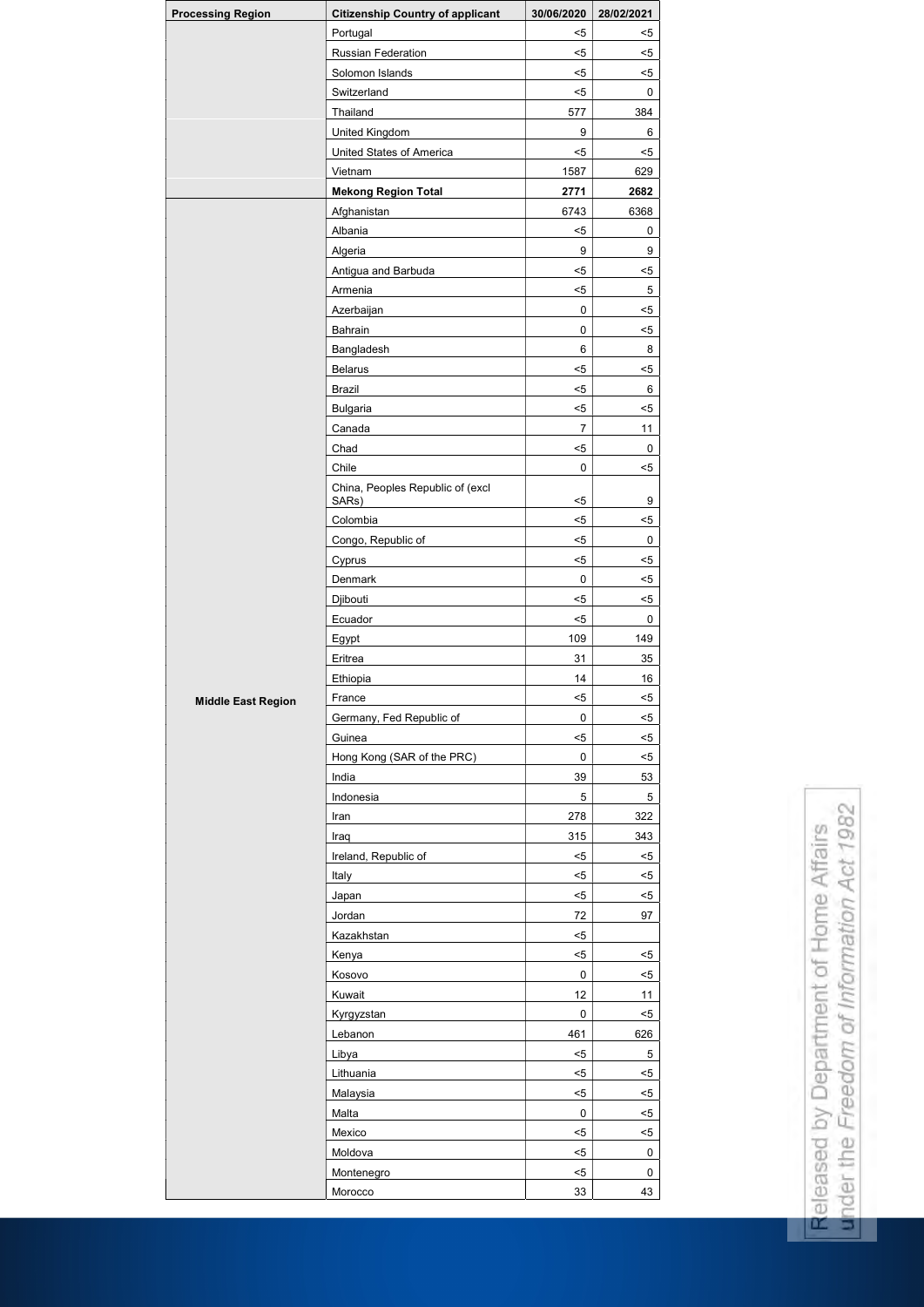| Processing Region | Citizenship Country of applicant | 30/06/2020 | 28/02/2021 |
|---|---|---|---|
| | Portugal | <5 | <5 |
| | Russian Federation | <5 | <5 |
| | Solomon Islands | <5 | <5 |
| | Switzerland | <5 | 0 |
| | Thailand | 577 | 384 |
| | United Kingdom | 9 | 6 |
| | United States of America | <5 | <5 |
| | Vietnam | 1587 | 629 |
| | **Mekong Region Total** | **2771** | **2682** |
| Middle East Region | Afghanistan | 6743 | 6368 |
| | Albania | <5 | 0 |
| | Algeria | 9 | 9 |
| | Antigua and Barbuda | <5 | <5 |
| | Armenia | <5 | 5 |
| | Azerbaijan | 0 | <5 |
| | Bahrain | 0 | <5 |
| | Bangladesh | 6 | 8 |
| | Belarus | <5 | <5 |
| | Brazil | <5 | 6 |
| | Bulgaria | <5 | <5 |
| | Canada | 7 | 11 |
| | Chad | <5 | 0 |
| | Chile | 0 | <5 |
| | China, Peoples Republic of (excl SARs) | <5 | 9 |
| | Colombia | <5 | <5 |
| | Congo, Republic of | <5 | 0 |
| | Cyprus | <5 | <5 |
| | Denmark | 0 | <5 |
| | Djibouti | <5 | <5 |
| | Ecuador | <5 | 0 |
| | Egypt | 109 | 149 |
| | Eritrea | 31 | 35 |
| | Ethiopia | 14 | 16 |
| | France | <5 | <5 |
| | Germany, Fed Republic of | 0 | <5 |
| | Guinea | <5 | <5 |
| | Hong Kong (SAR of the PRC) | 0 | <5 |
| | India | 39 | 53 |
| | Indonesia | 5 | 5 |
| | Iran | 278 | 322 |
| | Iraq | 315 | 343 |
| | Ireland, Republic of | <5 | <5 |
| | Italy | <5 | <5 |
| | Japan | <5 | <5 |
| | Jordan | 72 | 97 |
| | Kazakhstan | <5 | |
| | Kenya | <5 | <5 |
| | Kosovo | 0 | <5 |
| | Kuwait | 12 | 11 |
| | Kyrgyzstan | 0 | <5 |
| | Lebanon | 461 | 626 |
| | Libya | <5 | 5 |
| | Lithuania | <5 | <5 |
| | Malaysia | <5 | <5 |
| | Malta | 0 | <5 |
| | Mexico | <5 | <5 |
| | Moldova | <5 | 0 |
| | Montenegro | <5 | 0 |
| | Morocco | 33 | 43 |

Released by Department of Home Affairs under the *Freedom of Information Act 1982*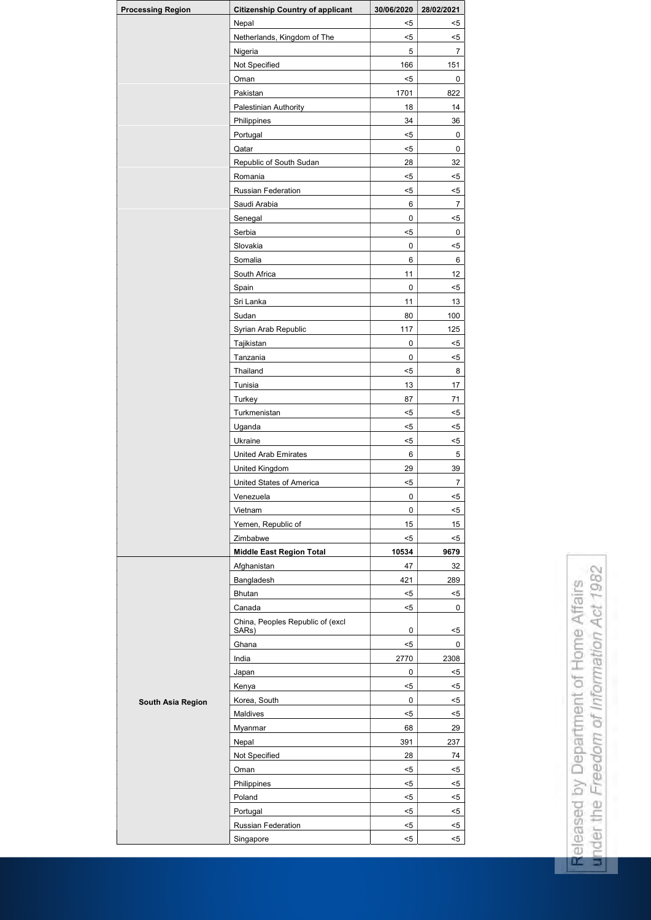| Processing Region | Citizenship Country of applicant | 30/06/2020 | 28/02/2021 |
|---|---|---|---|
| | Nepal | <5 | <5 |
| | Netherlands, Kingdom of The | <5 | <5 |
| | Nigeria | 5 | 7 |
| | Not Specified | 166 | 151 |
| | Oman | <5 | 0 |
| | Pakistan | 1701 | 822 |
| | Palestinian Authority | 18 | 14 |
| | Philippines | 34 | 36 |
| | Portugal | <5 | 0 |
| | Qatar | <5 | 0 |
| | Republic of South Sudan | 28 | 32 |
| | Romania | <5 | <5 |
| | Russian Federation | <5 | <5 |
| | Saudi Arabia | 6 | 7 |
| | Senegal | 0 | <5 |
| | Serbia | <5 | 0 |
| | Slovakia | 0 | <5 |
| | Somalia | 6 | 6 |
| | South Africa | 11 | 12 |
| | Spain | 0 | <5 |
| | Sri Lanka | 11 | 13 |
| | Sudan | 80 | 100 |
| | Syrian Arab Republic | 117 | 125 |
| | Tajikistan | 0 | <5 |
| | Tanzania | 0 | <5 |
| | Thailand | <5 | 8 |
| | Tunisia | 13 | 17 |
| | Turkey | 87 | 71 |
| | Turkmenistan | <5 | <5 |
| | Uganda | <5 | <5 |
| | Ukraine | <5 | <5 |
| | United Arab Emirates | 6 | 5 |
| | United Kingdom | 29 | 39 |
| | United States of America | <5 | 7 |
| | Venezuela | 0 | <5 |
| | Vietnam | 0 | <5 |
| | Yemen, Republic of | 15 | 15 |
| | Zimbabwe | <5 | <5 |
| | **Middle East Region Total** | **10534** | **9679** |
| South Asia Region | Afghanistan | 47 | 32 |
| | Bangladesh | 421 | 289 |
| | Bhutan | <5 | <5 |
| | Canada | <5 | 0 |
| | China, Peoples Republic of (excl SARs) | 0 | <5 |
| | Ghana | <5 | 0 |
| | India | 2770 | 2308 |
| | Japan | 0 | <5 |
| | Kenya | <5 | <5 |
| | Korea, South | 0 | <5 |
| | Maldives | <5 | <5 |
| | Myanmar | 68 | 29 |
| | Nepal | 391 | 237 |
| | Not Specified | 28 | 74 |
| | Oman | <5 | <5 |
| | Philippines | <5 | <5 |
| | Poland | <5 | <5 |
| | Portugal | <5 | <5 |
| | Russian Federation | <5 | <5 |
| | Singapore | <5 | <5 |

Released by Department of Home Affairs under the *Freedom of Information Act 1982*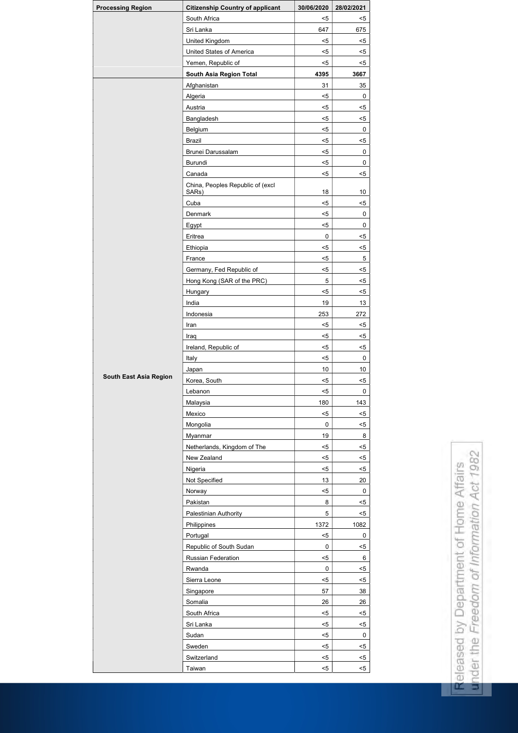| Processing Region | Citizenship Country of applicant | 30/06/2020 | 28/02/2021 |
|---|---|---|---|
| | South Africa | <5 | <5 |
| | Sri Lanka | 647 | 675 |
| | United Kingdom | <5 | <5 |
| | United States of America | <5 | <5 |
| | Yemen, Republic of | <5 | <5 |
| | **South Asia Region Total** | **4395** | **3667** |
| South East Asia Region | Afghanistan | 31 | 35 |
| | Algeria | <5 | 0 |
| | Austria | <5 | <5 |
| | Bangladesh | <5 | <5 |
| | Belgium | <5 | 0 |
| | Brazil | <5 | <5 |
| | Brunei Darussalam | <5 | 0 |
| | Burundi | <5 | 0 |
| | Canada | <5 | <5 |
| | China, Peoples Republic of (excl SARs) | 18 | 10 |
| | Cuba | <5 | <5 |
| | Denmark | <5 | 0 |
| | Egypt | <5 | 0 |
| | Eritrea | 0 | <5 |
| | Ethiopia | <5 | <5 |
| | France | <5 | 5 |
| | Germany, Fed Republic of | <5 | <5 |
| | Hong Kong (SAR of the PRC) | 5 | <5 |
| | Hungary | <5 | <5 |
| | India | 19 | 13 |
| | Indonesia | 253 | 272 |
| | Iran | <5 | <5 |
| | Iraq | <5 | <5 |
| | Ireland, Republic of | <5 | <5 |
| | Italy | <5 | 0 |
| | Japan | 10 | 10 |
| | Korea, South | <5 | <5 |
| | Lebanon | <5 | 0 |
| | Malaysia | 180 | 143 |
| | Mexico | <5 | <5 |
| | Mongolia | 0 | <5 |
| | Myanmar | 19 | 8 |
| | Netherlands, Kingdom of The | <5 | <5 |
| | New Zealand | <5 | <5 |
| | Nigeria | <5 | <5 |
| | Not Specified | 13 | 20 |
| | Norway | <5 | 0 |
| | Pakistan | 8 | <5 |
| | Palestinian Authority | 5 | <5 |
| | Philippines | 1372 | 1082 |
| | Portugal | <5 | 0 |
| | Republic of South Sudan | 0 | <5 |
| | Russian Federation | <5 | 6 |
| | Rwanda | 0 | <5 |
| | Sierra Leone | <5 | <5 |
| | Singapore | 57 | 38 |
| | Somalia | 26 | 26 |
| | South Africa | <5 | <5 |
| | Sri Lanka | <5 | <5 |
| | Sudan | <5 | 0 |
| | Sweden | <5 | <5 |
| | Switzerland | <5 | <5 |
| | Taiwan | <5 | <5 |

Released by Department of Home Affairs under the *Freedom of Information Act 1982*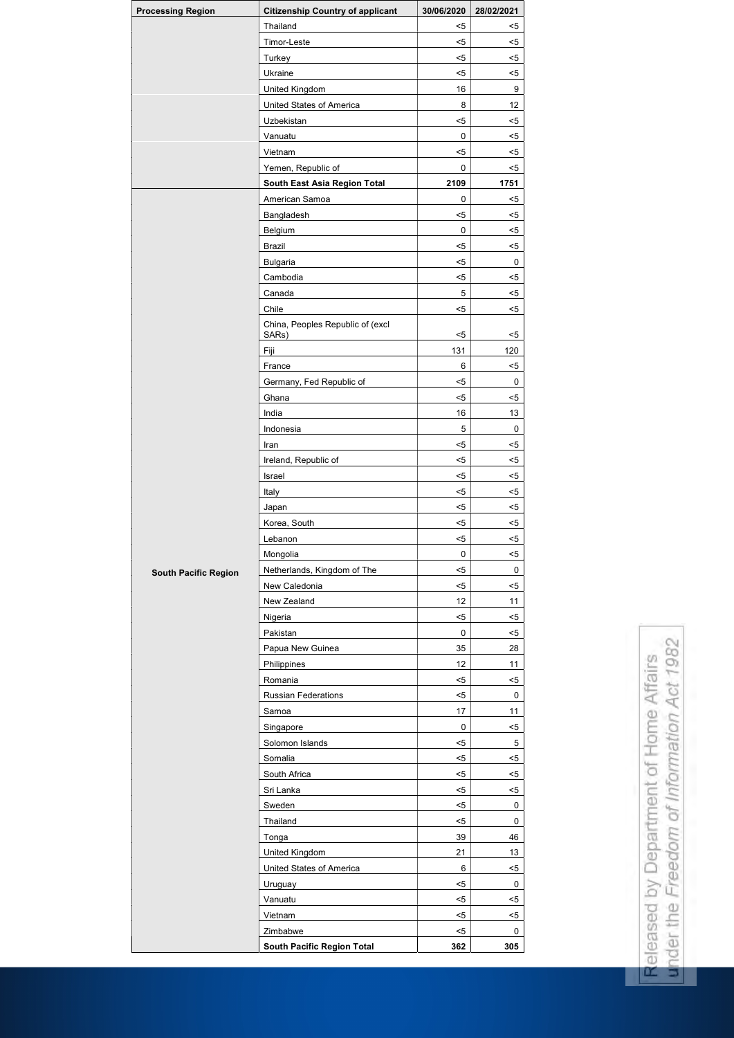| Processing Region | Citizenship Country of applicant | 30/06/2020 | 28/02/2021 |
|---|---|---|---|
| | Thailand | <5 | <5 |
| | Timor-Leste | <5 | <5 |
| | Turkey | <5 | <5 |
| | Ukraine | <5 | <5 |
| | United Kingdom | 16 | 9 |
| | United States of America | 8 | 12 |
| | Uzbekistan | <5 | <5 |
| | Vanuatu | 0 | <5 |
| | Vietnam | <5 | <5 |
| | Yemen, Republic of | 0 | <5 |
| | **South East Asia Region Total** | **2109** | **1751** |
| **South Pacific Region** | American Samoa | 0 | <5 |
| | Bangladesh | <5 | <5 |
| | Belgium | 0 | <5 |
| | Brazil | <5 | <5 |
| | Bulgaria | <5 | 0 |
| | Cambodia | <5 | <5 |
| | Canada | 5 | <5 |
| | Chile | <5 | <5 |
| | China, Peoples Republic of (excl SARs) | <5 | <5 |
| | Fiji | 131 | 120 |
| | France | 6 | <5 |
| | Germany, Fed Republic of | <5 | 0 |
| | Ghana | <5 | <5 |
| | India | 16 | 13 |
| | Indonesia | 5 | 0 |
| | Iran | <5 | <5 |
| | Ireland, Republic of | <5 | <5 |
| | Israel | <5 | <5 |
| | Italy | <5 | <5 |
| | Japan | <5 | <5 |
| | Korea, South | <5 | <5 |
| | Lebanon | <5 | <5 |
| | Mongolia | 0 | <5 |
| | Netherlands, Kingdom of The | <5 | 0 |
| | New Caledonia | <5 | <5 |
| | New Zealand | 12 | 11 |
| | Nigeria | <5 | <5 |
| | Pakistan | 0 | <5 |
| | Papua New Guinea | 35 | 28 |
| | Philippines | 12 | 11 |
| | Romania | <5 | <5 |
| | Russian Federations | <5 | 0 |
| | Samoa | 17 | 11 |
| | Singapore | 0 | <5 |
| | Solomon Islands | <5 | 5 |
| | Somalia | <5 | <5 |
| | South Africa | <5 | <5 |
| | Sri Lanka | <5 | <5 |
| | Sweden | <5 | 0 |
| | Thailand | <5 | 0 |
| | Tonga | 39 | 46 |
| | United Kingdom | 21 | 13 |
| | United States of America | 6 | <5 |
| | Uruguay | <5 | 0 |
| | Vanuatu | <5 | <5 |
| | Vietnam | <5 | <5 |
| | Zimbabwe | <5 | 0 |
| | **South Pacific Region Total** | **362** | **305** |

Released by Department of Home Affairs under the *Freedom of Information Act 1982*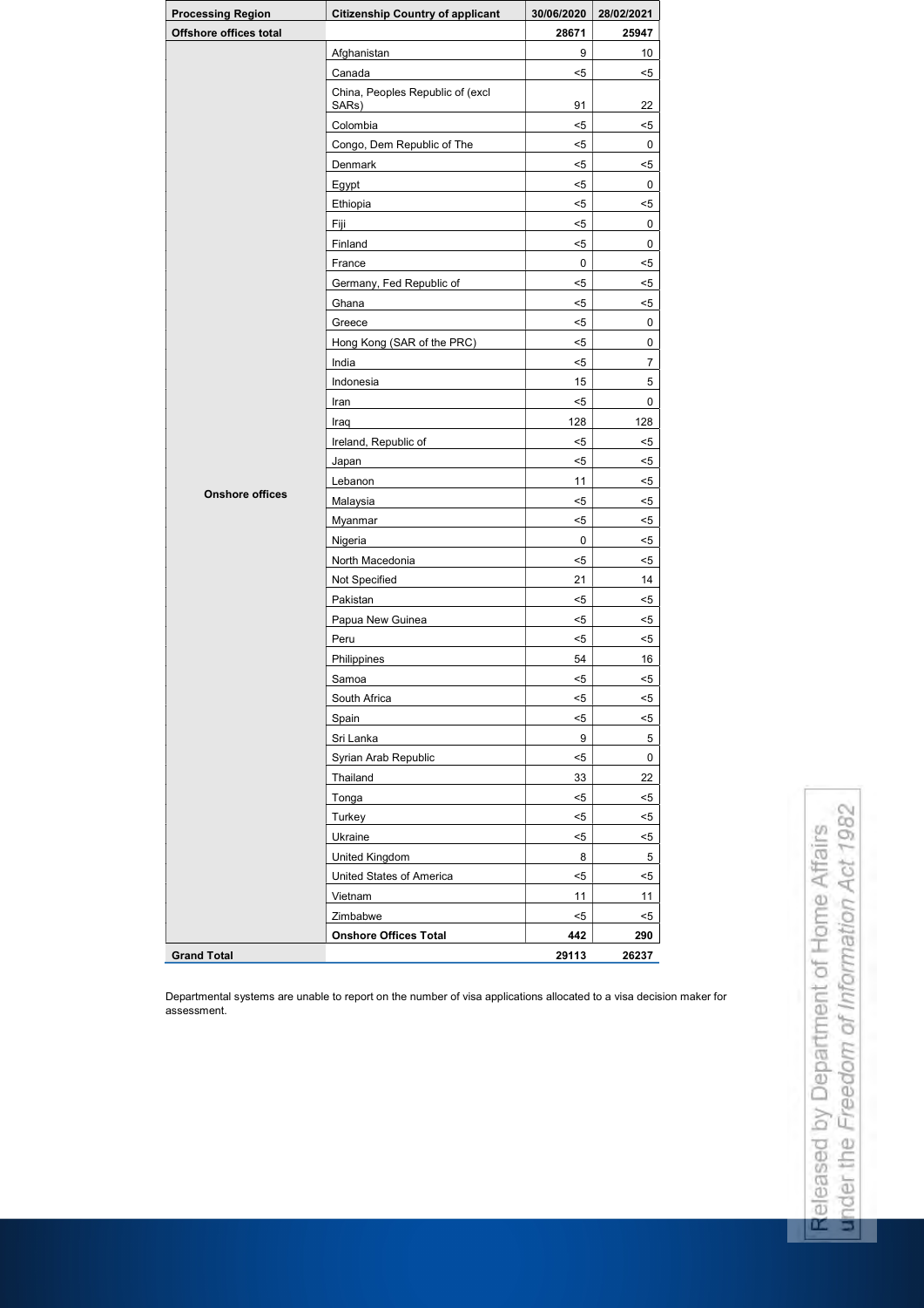| Processing Region | Citizenship Country of applicant | 30/06/2020 | 28/02/2021 |
|---|---|---|---|
| **Offshore offices total** | | **28671** | **25947** |
| **Onshore offices** | Afghanistan | 9 | 10 |
| | Canada | <5 | <5 |
| | China, Peoples Republic of (excl SARs) | 91 | 22 |
| | Colombia | <5 | <5 |
| | Congo, Dem Republic of The | <5 | 0 |
| | Denmark | <5 | <5 |
| | Egypt | <5 | 0 |
| | Ethiopia | <5 | <5 |
| | Fiji | <5 | 0 |
| | Finland | <5 | 0 |
| | France | 0 | <5 |
| | Germany, Fed Republic of | <5 | <5 |
| | Ghana | <5 | <5 |
| | Greece | <5 | 0 |
| | Hong Kong (SAR of the PRC) | <5 | 0 |
| | India | <5 | 7 |
| | Indonesia | 15 | 5 |
| | Iran | <5 | 0 |
| | Iraq | 128 | 128 |
| | Ireland, Republic of | <5 | <5 |
| | Japan | <5 | <5 |
| | Lebanon | 11 | <5 |
| | Malaysia | <5 | <5 |
| | Myanmar | <5 | <5 |
| | Nigeria | 0 | <5 |
| | North Macedonia | <5 | <5 |
| | Not Specified | 21 | 14 |
| | Pakistan | <5 | <5 |
| | Papua New Guinea | <5 | <5 |
| | Peru | <5 | <5 |
| | Philippines | 54 | 16 |
| | Samoa | <5 | <5 |
| | South Africa | <5 | <5 |
| | Spain | <5 | <5 |
| | Sri Lanka | 9 | 5 |
| | Syrian Arab Republic | <5 | 0 |
| | Thailand | 33 | 22 |
| | Tonga | <5 | <5 |
| | Turkey | <5 | <5 |
| | Ukraine | <5 | <5 |
| | United Kingdom | 8 | 5 |
| | United States of America | <5 | <5 |
| | Vietnam | 11 | 11 |
| | Zimbabwe | <5 | <5 |
| | **Onshore Offices Total** | **442** | **290** |
| **Grand Total** | | **29113** | **26237** |

Departmental systems are unable to report on the number of visa applications allocated to a visa decision maker for assessment.

Released by Department of Home Affairs under the *Freedom of Information Act 1982*